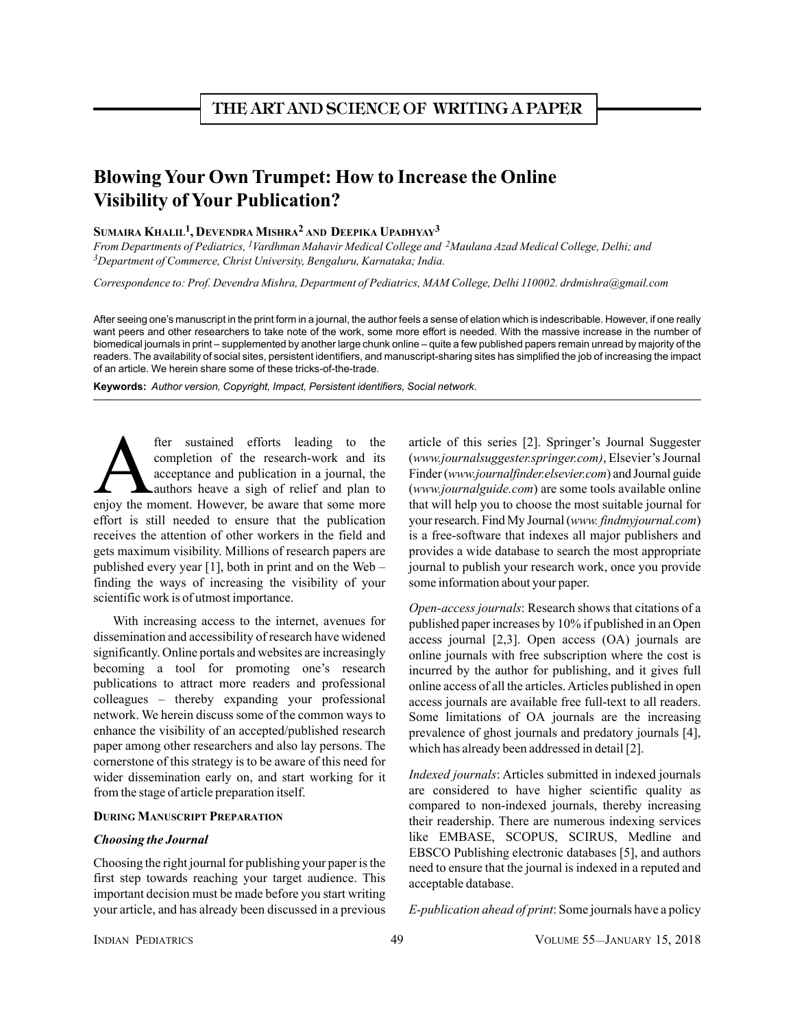THE ART AND SCIENCE OF WRITING A PAPER

# Blowing Your Own Trumpet: How to Increase the Online Visibility of Your Publication?

**SUMAIRA KHALIL[1], DEVENDRA MISHRA[2] AND DEEPIKA UPADHYAY[3]**

*From Departments of Pediatrics, [1]Vardhman Mahavir Medical College and [2]Maulana Azad Medical College, Delhi; and [3]Department of Commerce, Christ University, Bengaluru, Karnataka; India.*

*Correspondence to: Prof. Devendra Mishra, Department of Pediatrics, MAM College, Delhi 110002. drdmishra@gmail.com*

After seeing one's manuscript in the print form in a journal, the author feels a sense of elation which is indescribable. However, if one really want peers and other researchers to take note of the work, some more effort is needed. With the massive increase in the number of biomedical journals in print – supplemented by another large chunk online – quite a few published papers remain unread by majority of the readers. The availability of social sites, persistent identifiers, and manuscript-sharing sites has simplified the job of increasing the impact of an article. We herein share some of these tricks-of-the-trade.

**Keywords:** *Author version, Copyright, Impact, Persistent identifiers, Social network.*

After sustained efforts leading to the completion of the research-work and its acceptance and publication in a journal, the authors heave a sigh of relief and plan to enjoy the moment. However, be aware that some more effort is still needed to ensure that the publication receives the attention of other workers in the field and gets maximum visibility. Millions of research papers are published every year [1], both in print and on the Web – finding the ways of increasing the visibility of your scientific work is of utmost importance.

With increasing access to the internet, avenues for dissemination and accessibility of research have widened significantly. Online portals and websites are increasingly becoming a tool for promoting one's research publications to attract more readers and professional colleagues – thereby expanding your professional network. We herein discuss some of the common ways to enhance the visibility of an accepted/published research paper among other researchers and also lay persons. The cornerstone of this strategy is to be aware of this need for wider dissemination early on, and start working for it from the stage of article preparation itself.

## DURING MANUSCRIPT PREPARATION

### *Choosing the Journal*

Choosing the right journal for publishing your paper is the first step towards reaching your target audience. This important decision must be made before you start writing your article, and has already been discussed in a previous article of this series [2]. Springer's Journal Suggester (*www.journalsuggester.springer.com)*, Elsevier's Journal Finder (*www.journalfinder.elsevier.com*) and Journal guide (*www.journalguide.com*) are some tools available online that will help you to choose the most suitable journal for your research. Find My Journal (*www. findmyjournal.com*) is a free-software that indexes all major publishers and provides a wide database to search the most appropriate journal to publish your research work, once you provide some information about your paper.

*Open-access journals*: Research shows that citations of a published paper increases by 10% if published in an Open access journal [2,3]. Open access (OA) journals are online journals with free subscription where the cost is incurred by the author for publishing, and it gives full online access of all the articles. Articles published in open access journals are available free full-text to all readers. Some limitations of OA journals are the increasing prevalence of ghost journals and predatory journals [4], which has already been addressed in detail [2].

*Indexed journals*: Articles submitted in indexed journals are considered to have higher scientific quality as compared to non-indexed journals, thereby increasing their readership. There are numerous indexing services like EMBASE, SCOPUS, SCIRUS, Medline and EBSCO Publishing electronic databases [5], and authors need to ensure that the journal is indexed in a reputed and acceptable database.

*E-publication ahead of print*: Some journals have a policy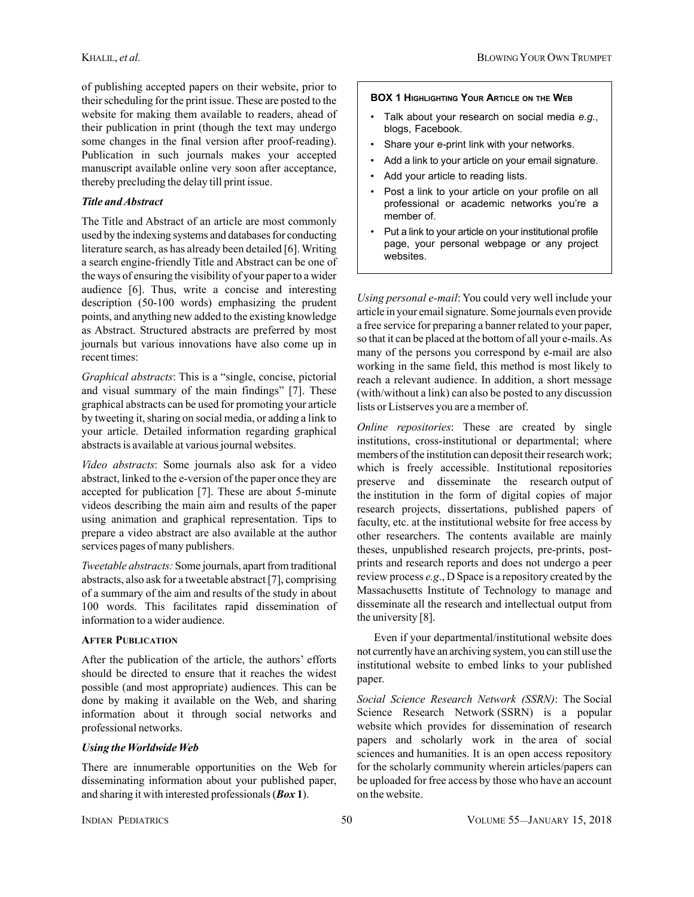of publishing accepted papers on their website, prior to their scheduling for the print issue. These are posted to the website for making them available to readers, ahead of their publication in print (though the text may undergo some changes in the final version after proof-reading). Publication in such journals makes your accepted manuscript available online very soon after acceptance, thereby precluding the delay till print issue.

### *Title and Abstract*

The Title and Abstract of an article are most commonly used by the indexing systems and databases for conducting literature search, as has already been detailed [6]. Writing a search engine-friendly Title and Abstract can be one of the ways of ensuring the visibility of your paper to a wider audience [6]. Thus, write a concise and interesting description (50-100 words) emphasizing the prudent points, and anything new added to the existing knowledge as Abstract. Structured abstracts are preferred by most journals but various innovations have also come up in recent times:

*Graphical abstracts*: This is a "single, concise, pictorial and visual summary of the main findings" [7]. These graphical abstracts can be used for promoting your article by tweeting it, sharing on social media, or adding a link to your article. Detailed information regarding graphical abstracts is available at various journal websites.

*Video abstracts*: Some journals also ask for a video abstract, linked to the e-version of the paper once they are accepted for publication [7]. These are about 5-minute videos describing the main aim and results of the paper using animation and graphical representation. Tips to prepare a video abstract are also available at the author services pages of many publishers.

*Tweetable abstracts:* Some journals, apart from traditional abstracts, also ask for a tweetable abstract [7], comprising of a summary of the aim and results of the study in about 100 words. This facilitates rapid dissemination of information to a wider audience.

## After Publication

After the publication of the article, the authors' efforts should be directed to ensure that it reaches the widest possible (and most appropriate) audiences. This can be done by making it available on the Web, and sharing information about it through social networks and professional networks.

### *Using the Worldwide Web*

There are innumerable opportunities on the Web for disseminating information about your published paper, and sharing it with interested professionals (***Box* 1**).

**BOX 1 Highlighting Your Article on the Web**

- Talk about your research on social media *e.g.*, blogs, Facebook.
- Share your e-print link with your networks.
- Add a link to your article on your email signature.
- Add your article to reading lists.
- Post a link to your article on your profile on all professional or academic networks you're a member of.
- Put a link to your article on your institutional profile page, your personal webpage or any project websites.

*Using personal e-mail*: You could very well include your article in your email signature. Some journals even provide a free service for preparing a banner related to your paper, so that it can be placed at the bottom of all your e-mails. As many of the persons you correspond by e-mail are also working in the same field, this method is most likely to reach a relevant audience. In addition, a short message (with/without a link) can also be posted to any discussion lists or Listserves you are a member of.

*Online repositories*: These are created by single institutions, cross-institutional or departmental; where members of the institution can deposit their research work; which is freely accessible. Institutional repositories preserve and disseminate the research output of the institution in the form of digital copies of major research projects, dissertations, published papers of faculty, etc. at the institutional website for free access by other researchers. The contents available are mainly theses, unpublished research projects, pre-prints, post-prints and research reports and does not undergo a peer review process *e.g*., D Space is a repository created by the Massachusetts Institute of Technology to manage and disseminate all the research and intellectual output from the university [8].

Even if your departmental/institutional website does not currently have an archiving system, you can still use the institutional website to embed links to your published paper.

*Social Science Research Network (SSRN)*: The Social Science Research Network (SSRN) is a popular website which provides for dissemination of research papers and scholarly work in the area of social sciences and humanities. It is an open access repository for the scholarly community wherein articles/papers can be uploaded for free access by those who have an account on the website.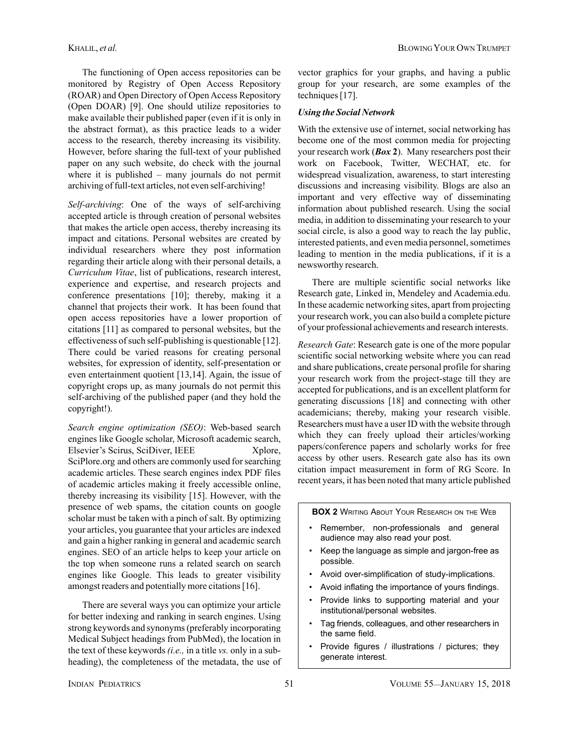The functioning of Open access repositories can be monitored by Registry of Open Access Repository (ROAR) and Open Directory of Open Access Repository (Open DOAR) [9]. One should utilize repositories to make available their published paper (even if it is only in the abstract format), as this practice leads to a wider access to the research, thereby increasing its visibility. However, before sharing the full-text of your published paper on any such website, do check with the journal where it is published – many journals do not permit archiving of full-text articles, not even self-archiving!

*Self-archiving*: One of the ways of self-archiving accepted article is through creation of personal websites that makes the article open access, thereby increasing its impact and citations. Personal websites are created by individual researchers where they post information regarding their article along with their personal details, a *Curriculum Vitae*, list of publications, research interest, experience and expertise, and research projects and conference presentations [10]; thereby, making it a channel that projects their work. It has been found that open access repositories have a lower proportion of citations [11] as compared to personal websites, but the effectiveness of such self-publishing is questionable [12]. There could be varied reasons for creating personal websites, for expression of identity, self-presentation or even entertainment quotient [13,14]. Again, the issue of copyright crops up, as many journals do not permit this self-archiving of the published paper (and they hold the copyright!).

*Search engine optimization (SEO)*: Web-based search engines like Google scholar, Microsoft academic search, Elsevier's Scirus, SciDiver, IEEE Xplore, SciPlore.org and others are commonly used for searching academic articles. These search engines index PDF files of academic articles making it freely accessible online, thereby increasing its visibility [15]. However, with the presence of web spams, the citation counts on google scholar must be taken with a pinch of salt. By optimizing your articles, you guarantee that your articles are indexed and gain a higher ranking in general and academic search engines. SEO of an article helps to keep your article on the top when someone runs a related search on search engines like Google. This leads to greater visibility amongst readers and potentially more citations [16].

There are several ways you can optimize your article for better indexing and ranking in search engines. Using strong keywords and synonyms (preferably incorporating Medical Subject headings from PubMed), the location in the text of these keywords *(i.e.,* in a title *vs.* only in a sub-heading), the completeness of the metadata, the use of vector graphics for your graphs, and having a public group for your research, are some examples of the techniques [17].

### *Using the Social Network*

With the extensive use of internet, social networking has become one of the most common media for projecting your research work (***Box* 2**). Many researchers post their work on Facebook, Twitter, WECHAT, etc. for widespread visualization, awareness, to start interesting discussions and increasing visibility. Blogs are also an important and very effective way of disseminating information about published research. Using the social media, in addition to disseminating your research to your social circle, is also a good way to reach the lay public, interested patients, and even media personnel, sometimes leading to mention in the media publications, if it is a newsworthy research.

There are multiple scientific social networks like Research gate, Linked in, Mendeley and Academia.edu. In these academic networking sites, apart from projecting your research work, you can also build a complete picture of your professional achievements and research interests.

*Research Gate*: Research gate is one of the more popular scientific social networking website where you can read and share publications, create personal profile for sharing your research work from the project-stage till they are accepted for publications, and is an excellent platform for generating discussions [18] and connecting with other academicians; thereby, making your research visible. Researchers must have a user ID with the website through which they can freely upload their articles/working papers/conference papers and scholarly works for free access by other users. Research gate also has its own citation impact measurement in form of RG Score. In recent years, it has been noted that many article published

**BOX 2** WRITING ABOUT YOUR RESEARCH ON THE WEB

- Remember, non-professionals and general audience may also read your post.
- Keep the language as simple and jargon-free as possible.
- Avoid over-simplification of study-implications.
- Avoid inflating the importance of yours findings.
- Provide links to supporting material and your institutional/personal websites.
- Tag friends, colleagues, and other researchers in the same field.
- Provide figures / illustrations / pictures; they generate interest.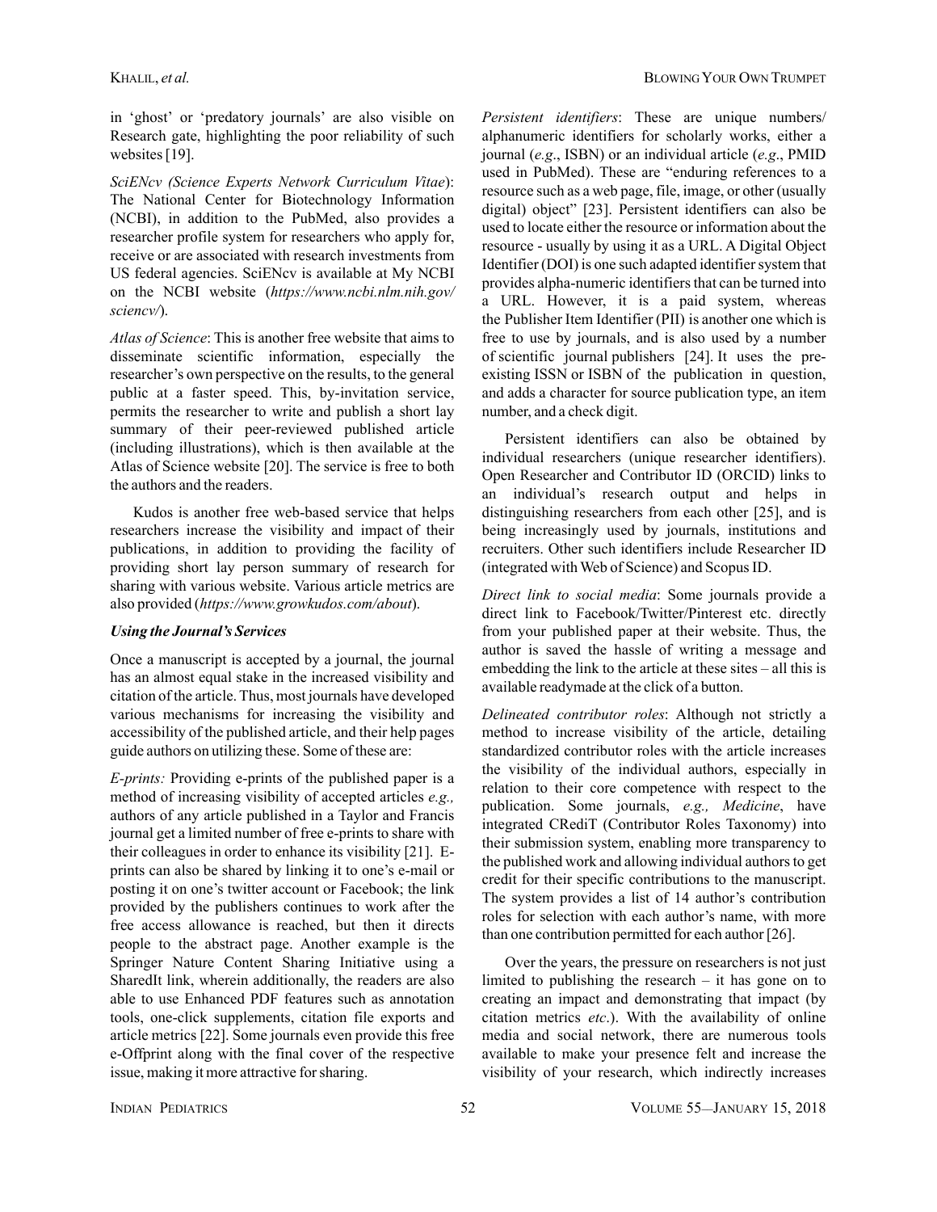in 'ghost' or 'predatory journals' are also visible on Research gate, highlighting the poor reliability of such websites [19].

*SciENcv (Science Experts Network Curriculum Vitae)*: The National Center for Biotechnology Information (NCBI), in addition to the PubMed, also provides a researcher profile system for researchers who apply for, receive or are associated with research investments from US federal agencies. SciENcv is available at My NCBI on the NCBI website (*https://www.ncbi.nlm.nih.gov/sciencv/*).

*Atlas of Science*: This is another free website that aims to disseminate scientific information, especially the researcher's own perspective on the results, to the general public at a faster speed. This, by-invitation service, permits the researcher to write and publish a short lay summary of their peer-reviewed published article (including illustrations), which is then available at the Atlas of Science website [20]. The service is free to both the authors and the readers.

Kudos is another free web-based service that helps researchers increase the visibility and impact of their publications, in addition to providing the facility of providing short lay person summary of research for sharing with various website. Various article metrics are also provided (*https://www.growkudos.com/about*).

***Using the Journal's Services***

Once a manuscript is accepted by a journal, the journal has an almost equal stake in the increased visibility and citation of the article. Thus, most journals have developed various mechanisms for increasing the visibility and accessibility of the published article, and their help pages guide authors on utilizing these. Some of these are:

*E-prints:* Providing e-prints of the published paper is a method of increasing visibility of accepted articles *e.g.,* authors of any article published in a Taylor and Francis journal get a limited number of free e-prints to share with their colleagues in order to enhance its visibility [21]. E-prints can also be shared by linking it to one's e-mail or posting it on one's twitter account or Facebook; the link provided by the publishers continues to work after the free access allowance is reached, but then it directs people to the abstract page. Another example is the Springer Nature Content Sharing Initiative using a SharedIt link, wherein additionally, the readers are also able to use Enhanced PDF features such as annotation tools, one-click supplements, citation file exports and article metrics [22]. Some journals even provide this free e-Offprint along with the final cover of the respective issue, making it more attractive for sharing.

*Persistent identifiers*: These are unique numbers/alphanumeric identifiers for scholarly works, either a journal (*e.g*., ISBN) or an individual article (*e.g*., PMID used in PubMed). These are "enduring references to a resource such as a web page, file, image, or other (usually digital) object" [23]. Persistent identifiers can also be used to locate either the resource or information about the resource - usually by using it as a URL. A Digital Object Identifier (DOI) is one such adapted identifier system that provides alpha-numeric identifiers that can be turned into a URL. However, it is a paid system, whereas the Publisher Item Identifier (PII) is another one which is free to use by journals, and is also used by a number of scientific journal publishers [24]. It uses the pre-existing ISSN or ISBN of the publication in question, and adds a character for source publication type, an item number, and a check digit.

Persistent identifiers can also be obtained by individual researchers (unique researcher identifiers). Open Researcher and Contributor ID (ORCID) links to an individual's research output and helps in distinguishing researchers from each other [25], and is being increasingly used by journals, institutions and recruiters. Other such identifiers include Researcher ID (integrated with Web of Science) and Scopus ID.

*Direct link to social media*: Some journals provide a direct link to Facebook/Twitter/Pinterest etc. directly from your published paper at their website. Thus, the author is saved the hassle of writing a message and embedding the link to the article at these sites – all this is available readymade at the click of a button.

*Delineated contributor roles*: Although not strictly a method to increase visibility of the article, detailing standardized contributor roles with the article increases the visibility of the individual authors, especially in relation to their core competence with respect to the publication. Some journals, *e.g., Medicine*, have integrated CRediT (Contributor Roles Taxonomy) into their submission system, enabling more transparency to the published work and allowing individual authors to get credit for their specific contributions to the manuscript. The system provides a list of 14 author's contribution roles for selection with each author's name, with more than one contribution permitted for each author [26].

Over the years, the pressure on researchers is not just limited to publishing the research – it has gone on to creating an impact and demonstrating that impact (by citation metrics *etc*.). With the availability of online media and social network, there are numerous tools available to make your presence felt and increase the visibility of your research, which indirectly increases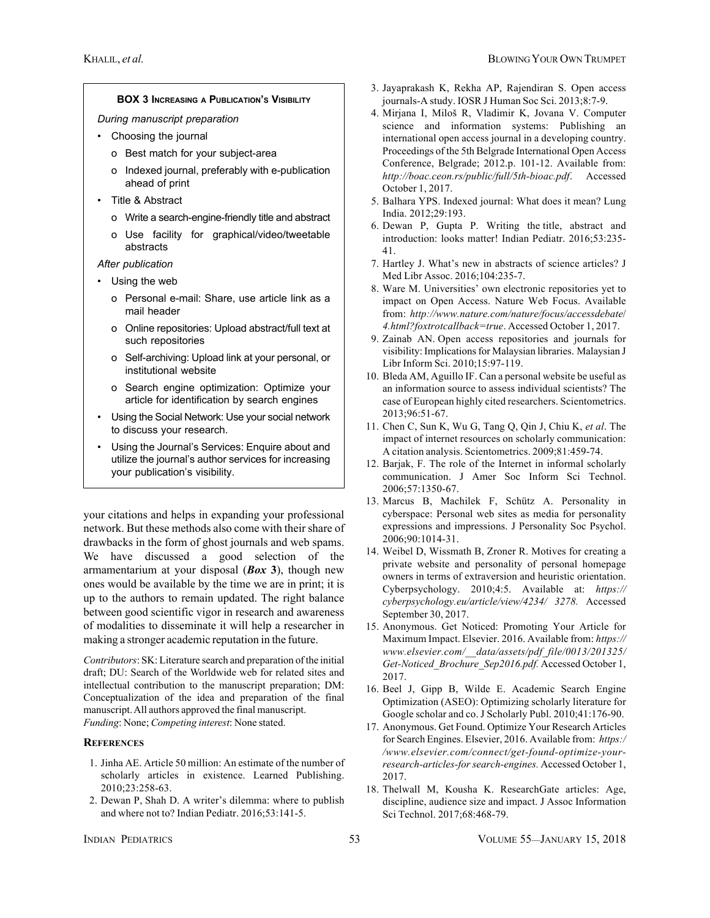**BOX 3 Increasing a Publication's Visibility**

*During manuscript preparation*

- Choosing the journal
  - o Best match for your subject-area
  - o Indexed journal, preferably with e-publication ahead of print
- Title & Abstract
  - o Write a search-engine-friendly title and abstract
  - o Use facility for graphical/video/tweetable abstracts

*After publication*

- Using the web
  - o Personal e-mail: Share, use article link as a mail header
  - o Online repositories: Upload abstract/full text at such repositories
  - o Self-archiving: Upload link at your personal, or institutional website
  - o Search engine optimization: Optimize your article for identification by search engines
- Using the Social Network: Use your social network to discuss your research.
- Using the Journal's Services: Enquire about and utilize the journal's author services for increasing your publication's visibility.

your citations and helps in expanding your professional network. But these methods also come with their share of drawbacks in the form of ghost journals and web spams. We have discussed a good selection of the armamentarium at your disposal (***Box* 3**), though new ones would be available by the time we are in print; it is up to the authors to remain updated. The right balance between good scientific vigor in research and awareness of modalities to disseminate it will help a researcher in making a stronger academic reputation in the future.

*Contributors*: SK: Literature search and preparation of the initial draft; DU: Search of the Worldwide web for related sites and intellectual contribution to the manuscript preparation; DM: Conceptualization of the idea and preparation of the final manuscript. All authors approved the final manuscript.
*Funding*: None; *Competing interest*: None stated.

## References

1. Jinha AE. Article 50 million: An estimate of the number of scholarly articles in existence. Learned Publishing. 2010;23:258-63.
2. Dewan P, Shah D. A writer's dilemma: where to publish and where not to? Indian Pediatr. 2016;53:141-5.
3. Jayaprakash K, Rekha AP, Rajendiran S. Open access journals-A study. IOSR J Human Soc Sci. 2013;8:7-9.
4. Mirjana I, Miloš R, Vladimir K, Jovana V. Computer science and information systems: Publishing an international open access journal in a developing country. Proceedings of the 5th Belgrade International Open Access Conference, Belgrade; 2012.p. 101-12. Available from: *http://boac.ceon.rs/public/full/5th-bioac.pdf*. Accessed October 1, 2017.
5. Balhara YPS. Indexed journal: What does it mean? Lung India. 2012;29:193.
6. Dewan P, Gupta P. Writing the title, abstract and introduction: looks matter! Indian Pediatr. 2016;53:235-41.
7. Hartley J. What's new in abstracts of science articles? J Med Libr Assoc. 2016;104:235-7.
8. Ware M. Universities' own electronic repositories yet to impact on Open Access. Nature Web Focus. Available from: *http://www.nature.com/nature/focus/accessdebate/4.html?foxtrotcallback=true*. Accessed October 1, 2017.
9. Zainab AN. Open access repositories and journals for visibility: Implications for Malaysian libraries. Malaysian J Libr Inform Sci. 2010;15:97-119.
10. Bleda AM, Aguillo IF. Can a personal website be useful as an information source to assess individual scientists? The case of European highly cited researchers. Scientometrics. 2013;96:51-67.
11. Chen C, Sun K, Wu G, Tang Q, Qin J, Chiu K, *et al*. The impact of internet resources on scholarly communication: A citation analysis. Scientometrics. 2009;81:459-74.
12. Barjak, F. The role of the Internet in informal scholarly communication. J Amer Soc Inform Sci Technol. 2006;57:1350-67.
13. Marcus B, Machilek F, Schütz A. Personality in cyberspace: Personal web sites as media for personality expressions and impressions. J Personality Soc Psychol. 2006;90:1014-31.
14. Weibel D, Wissmath B, Zroner R. Motives for creating a private website and personality of personal homepage owners in terms of extraversion and heuristic orientation. Cyberpsychology. 2010;4:5. Available at: *https://cyberpsychology.eu/article/view/4234/ 3278.* Accessed September 30, 2017.
15. Anonymous. Get Noticed: Promoting Your Article for Maximum Impact. Elsevier. 2016. Available from: *https://www.elsevier.com/__data/assets/pdf_file/0013/201325/Get-Noticed_Brochure_Sep2016.pdf.* Accessed October 1, 2017.
16. Beel J, Gipp B, Wilde E. Academic Search Engine Optimization (ASEO): Optimizing scholarly literature for Google scholar and co. J Scholarly Publ. 2010;41:176-90.
17. Anonymous. Get Found. Optimize Your Research Articles for Search Engines. Elsevier, 2016. Available from: *https://www.elsevier.com/connect/get-found-optimize-your-research-articles-for search-engines.* Accessed October 1, 2017.
18. Thelwall M, Kousha K. ResearchGate articles: Age, discipline, audience size and impact. J Assoc Information Sci Technol. 2017;68:468-79.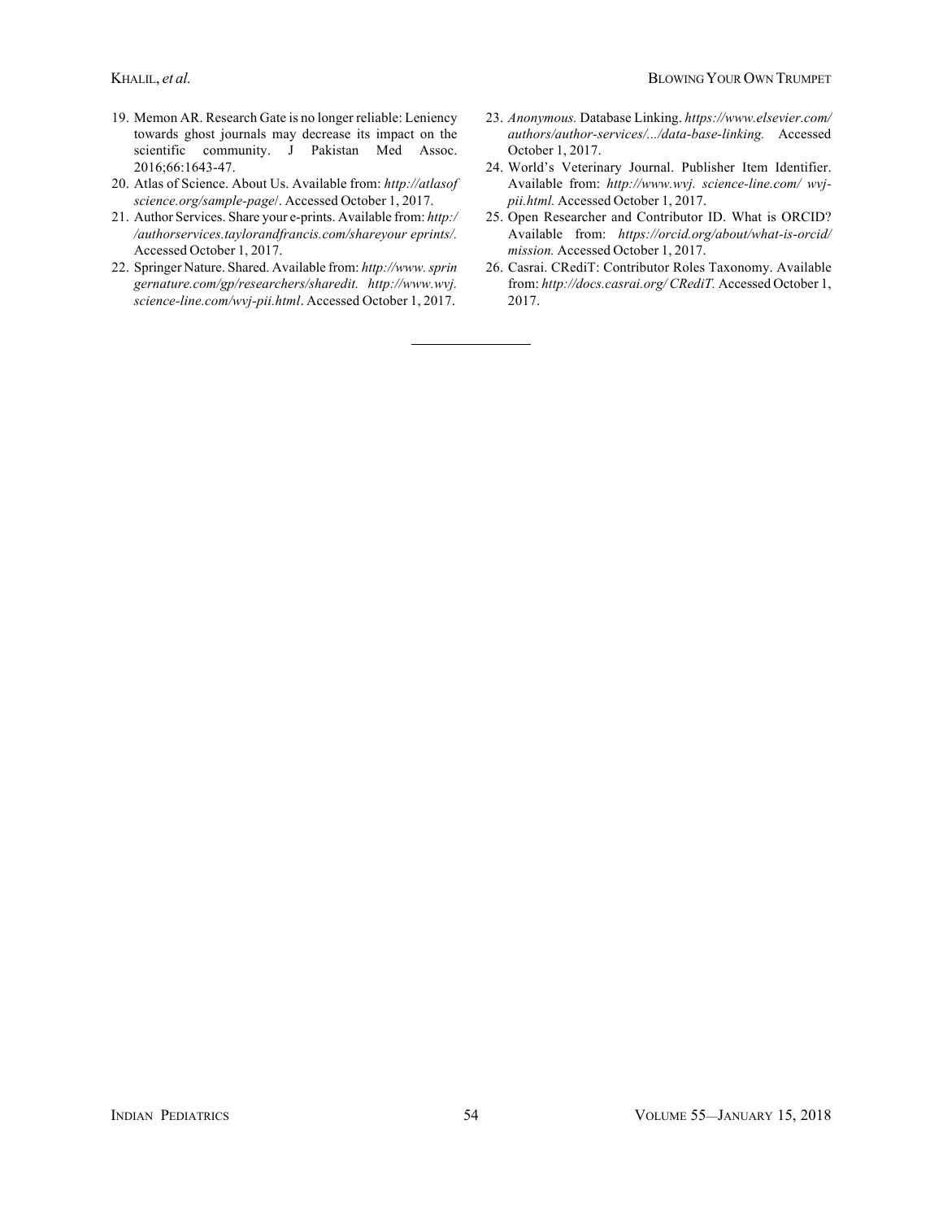19. Memon AR. Research Gate is no longer reliable: Leniency towards ghost journals may decrease its impact on the scientific community. J Pakistan Med Assoc. 2016;66:1643-47.
20. Atlas of Science. About Us. Available from: *http://atlasofscience.org/sample-page/*. Accessed October 1, 2017.
21. Author Services. Share your e-prints. Available from: *http://authorservices.taylorandfrancis.com/shareyour eprints/.* Accessed October 1, 2017.
22. Springer Nature. Shared. Available from: *http://www.springernature.com/gp/researchers/sharedit. http://www.wvj.science-line.com/wvj-pii.html*. Accessed October 1, 2017.
23. *Anonymous.* Database Linking. *https://www.elsevier.com/authors/author-services/.../data-base-linking.* Accessed October 1, 2017.
24. World's Veterinary Journal. Publisher Item Identifier. Available from: *http://www.wvj. science-line.com/ wvj-pii.html.* Accessed October 1, 2017.
25. Open Researcher and Contributor ID. What is ORCID? Available from: *https://orcid.org/about/what-is-orcid/mission.* Accessed October 1, 2017.
26. Casrai. CRediT: Contributor Roles Taxonomy. Available from: *http://docs.casrai.org/ CRediT.* Accessed October 1, 2017.